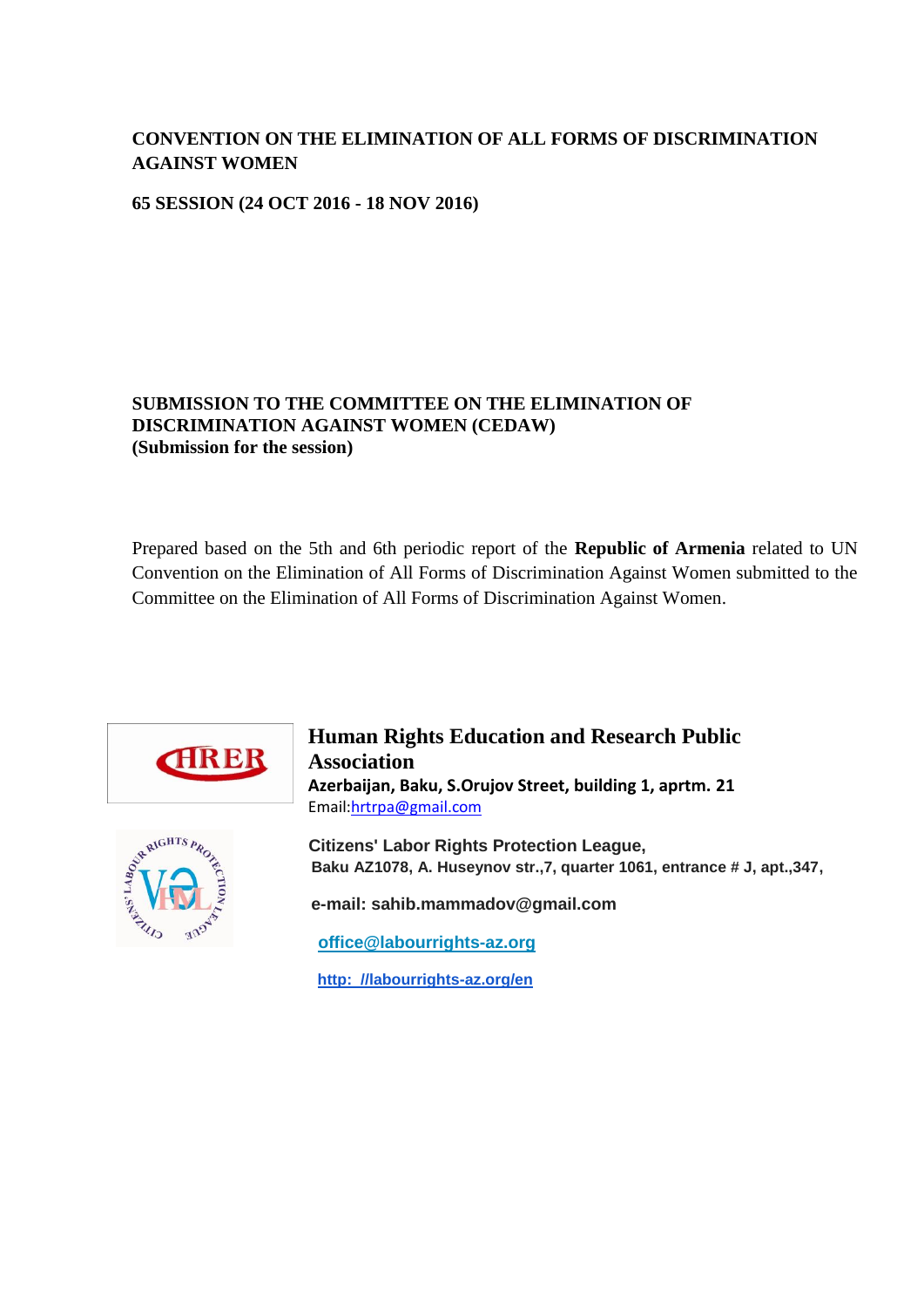**CONVENTION ON THE ELIMINATION OF ALL FORMS OF DISCRIMINATION AGAINST WOMEN**

**65 SESSION (24 OCT 2016 - 18 NOV 2016)**

**SUBMISSION TO THE COMMITTEE ON THE ELIMINATION OF DISCRIMINATION AGAINST WOMEN (CEDAW)**
**(Submission for the session)**

Prepared based on the 5th and 6th periodic report of the **Republic of Armenia** related to UN Convention on the Elimination of All Forms of Discrimination Against Women submitted to the Committee on the Elimination of All Forms of Discrimination Against Women.

**Human Rights Education and Research Public Association**
**Azerbaijan, Baku, S.Orujov Street, building 1, aprtm. 21**
Email:hrtrpa@gmail.com

**Citizens' Labor Rights Protection League,**
**Baku AZ1078, A. Huseynov str.,7, quarter 1061, entrance # J, apt.,347,**

**e-mail: sahib.mammadov@gmail.com**

**office@labourrights-az.org**

**http: //labourrights-az.org/en**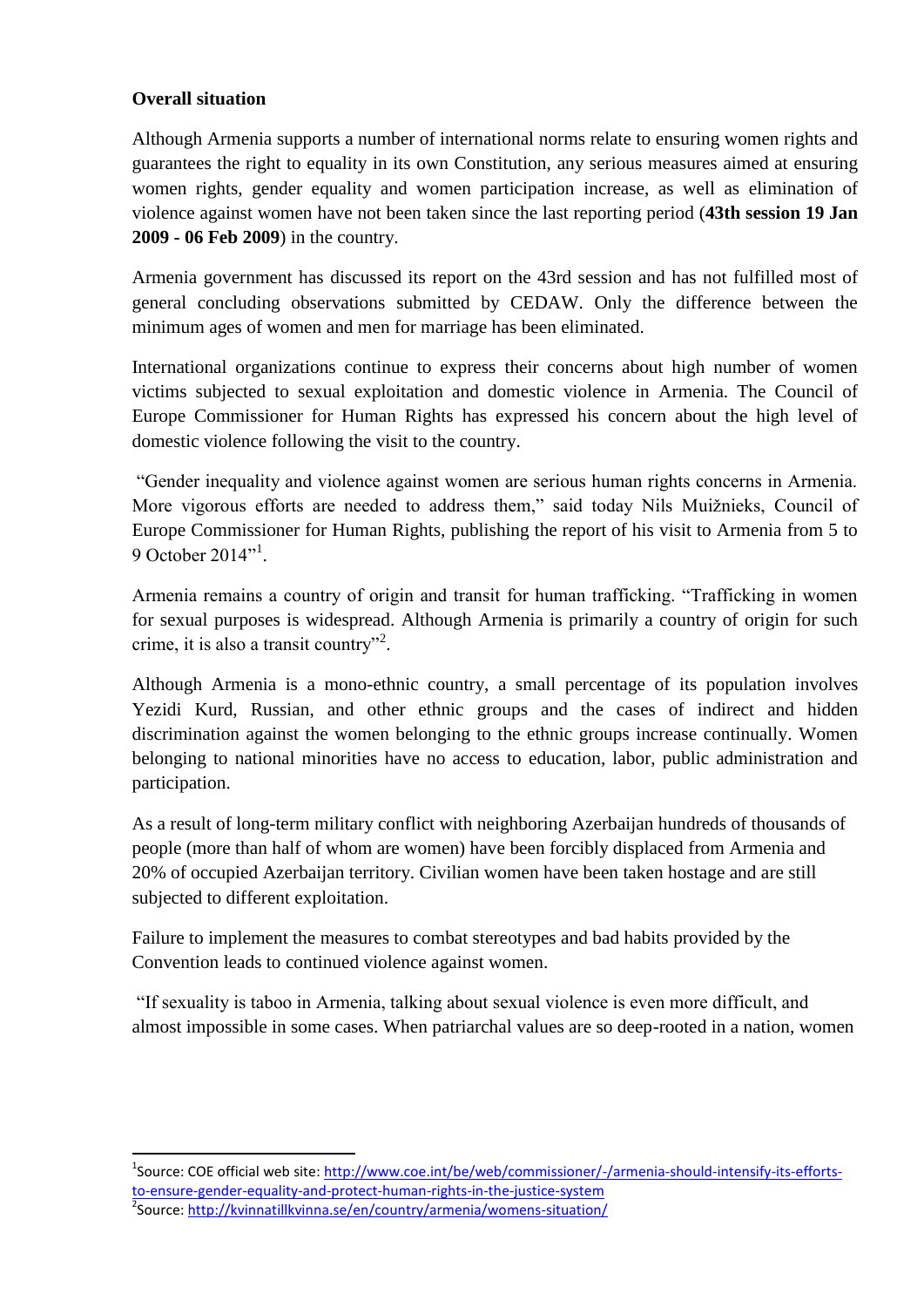**Overall situation**

Although Armenia supports a number of international norms relate to ensuring women rights and guarantees the right to equality in its own Constitution, any serious measures aimed at ensuring women rights, gender equality and women participation increase, as well as elimination of violence against women have not been taken since the last reporting period (**43th session 19 Jan 2009 - 06 Feb 2009**) in the country.

Armenia government has discussed its report on the 43rd session and has not fulfilled most of general concluding observations submitted by CEDAW. Only the difference between the minimum ages of women and men for marriage has been eliminated.

International organizations continue to express their concerns about high number of women victims subjected to sexual exploitation and domestic violence in Armenia. The Council of Europe Commissioner for Human Rights has expressed his concern about the high level of domestic violence following the visit to the country.

"Gender inequality and violence against women are serious human rights concerns in Armenia. More vigorous efforts are needed to address them," said today Nils Muižnieks, Council of Europe Commissioner for Human Rights, publishing the report of his visit to Armenia from 5 to 9 October 2014"[1].

Armenia remains a country of origin and transit for human trafficking. "Trafficking in women for sexual purposes is widespread. Although Armenia is primarily a country of origin for such crime, it is also a transit country"[2].

Although Armenia is a mono-ethnic country, a small percentage of its population involves Yezidi Kurd, Russian, and other ethnic groups and the cases of indirect and hidden discrimination against the women belonging to the ethnic groups increase continually. Women belonging to national minorities have no access to education, labor, public administration and participation.

As a result of long-term military conflict with neighboring Azerbaijan hundreds of thousands of people (more than half of whom are women) have been forcibly displaced from Armenia and 20% of occupied Azerbaijan territory. Civilian women have been taken hostage and are still subjected to different exploitation.

Failure to implement the measures to combat stereotypes and bad habits provided by the Convention leads to continued violence against women.

"If sexuality is taboo in Armenia, talking about sexual violence is even more difficult, and almost impossible in some cases. When patriarchal values are so deep-rooted in a nation, women

---

[1] Source: COE official web site: http://www.coe.int/be/web/commissioner/-/armenia-should-intensify-its-efforts-to-ensure-gender-equality-and-protect-human-rights-in-the-justice-system

[2] Source: http://kvinnatillkvinna.se/en/country/armenia/womens-situation/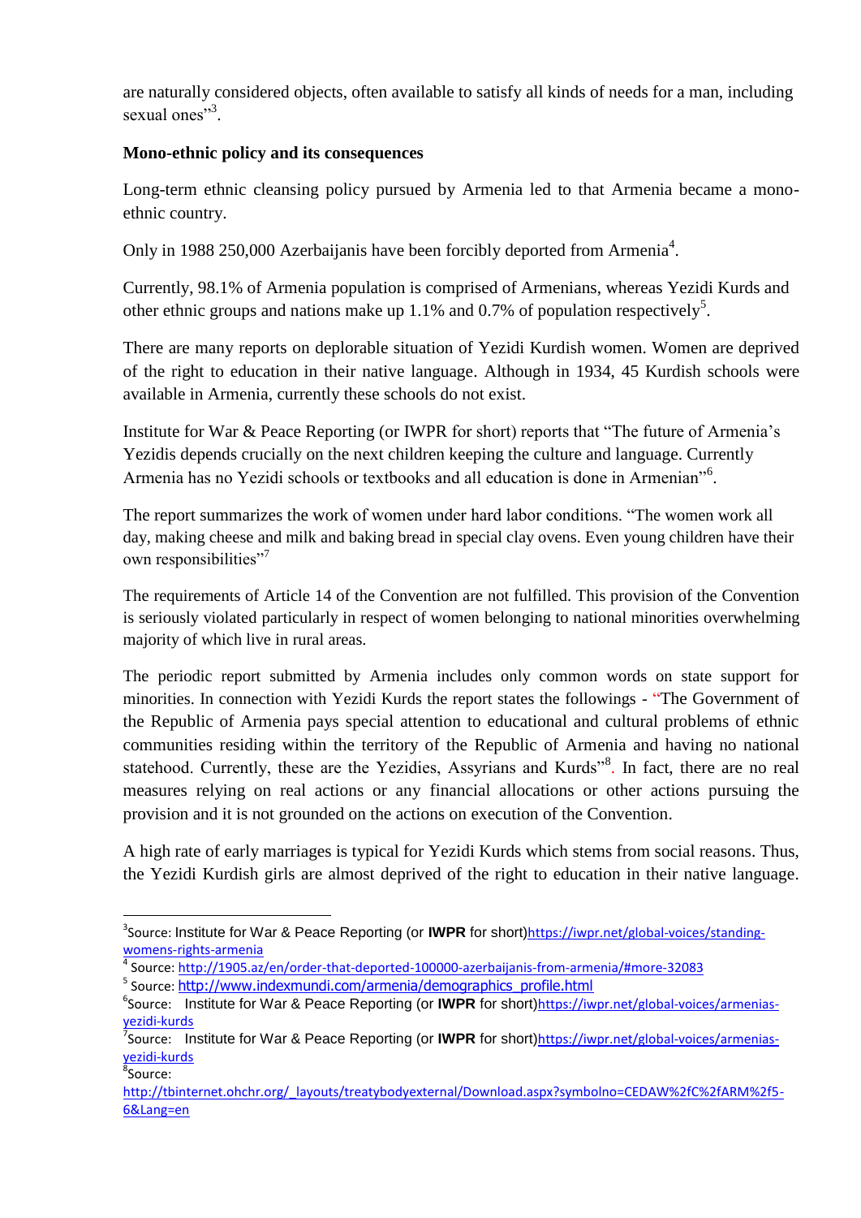are naturally considered objects, often available to satisfy all kinds of needs for a man, including sexual ones"[3].

**Mono-ethnic policy and its consequences**

Long-term ethnic cleansing policy pursued by Armenia led to that Armenia became a mono-ethnic country.

Only in 1988 250,000 Azerbaijanis have been forcibly deported from Armenia[4].

Currently, 98.1% of Armenia population is comprised of Armenians, whereas Yezidi Kurds and other ethnic groups and nations make up 1.1% and 0.7% of population respectively[5].

There are many reports on deplorable situation of Yezidi Kurdish women. Women are deprived of the right to education in their native language. Although in 1934, 45 Kurdish schools were available in Armenia, currently these schools do not exist.

Institute for War & Peace Reporting (or IWPR for short) reports that "The future of Armenia's Yezidis depends crucially on the next children keeping the culture and language. Currently Armenia has no Yezidi schools or textbooks and all education is done in Armenian"[6].

The report summarizes the work of women under hard labor conditions. "The women work all day, making cheese and milk and baking bread in special clay ovens. Even young children have their own responsibilities"[7]

The requirements of Article 14 of the Convention are not fulfilled. This provision of the Convention is seriously violated particularly in respect of women belonging to national minorities overwhelming majority of which live in rural areas.

The periodic report submitted by Armenia includes only common words on state support for minorities. In connection with Yezidi Kurds the report states the followings - "The Government of the Republic of Armenia pays special attention to educational and cultural problems of ethnic communities residing within the territory of the Republic of Armenia and having no national statehood. Currently, these are the Yezidies, Assyrians and Kurds"[8]. In fact, there are no real measures relying on real actions or any financial allocations or other actions pursuing the provision and it is not grounded on the actions on execution of the Convention.

A high rate of early marriages is typical for Yezidi Kurds which stems from social reasons. Thus, the Yezidi Kurdish girls are almost deprived of the right to education in their native language.

---

[3] Source: Institute for War & Peace Reporting (or **IWPR** for short) https://iwpr.net/global-voices/standing-womens-rights-armenia

[4] Source: http://1905.az/en/order-that-deported-100000-azerbaijanis-from-armenia/#more-32083

[5] Source: http://www.indexmundi.com/armenia/demographics_profile.html

[6] Source: Institute for War & Peace Reporting (or **IWPR** for short) https://iwpr.net/global-voices/armenias-yezidi-kurds

[7] Source: Institute for War & Peace Reporting (or **IWPR** for short) https://iwpr.net/global-voices/armenias-yezidi-kurds

[8] Source: http://tbinternet.ohchr.org/_layouts/treatybodyexternal/Download.aspx?symbolno=CEDAW%2fC%2fARM%2f5-6&Lang=en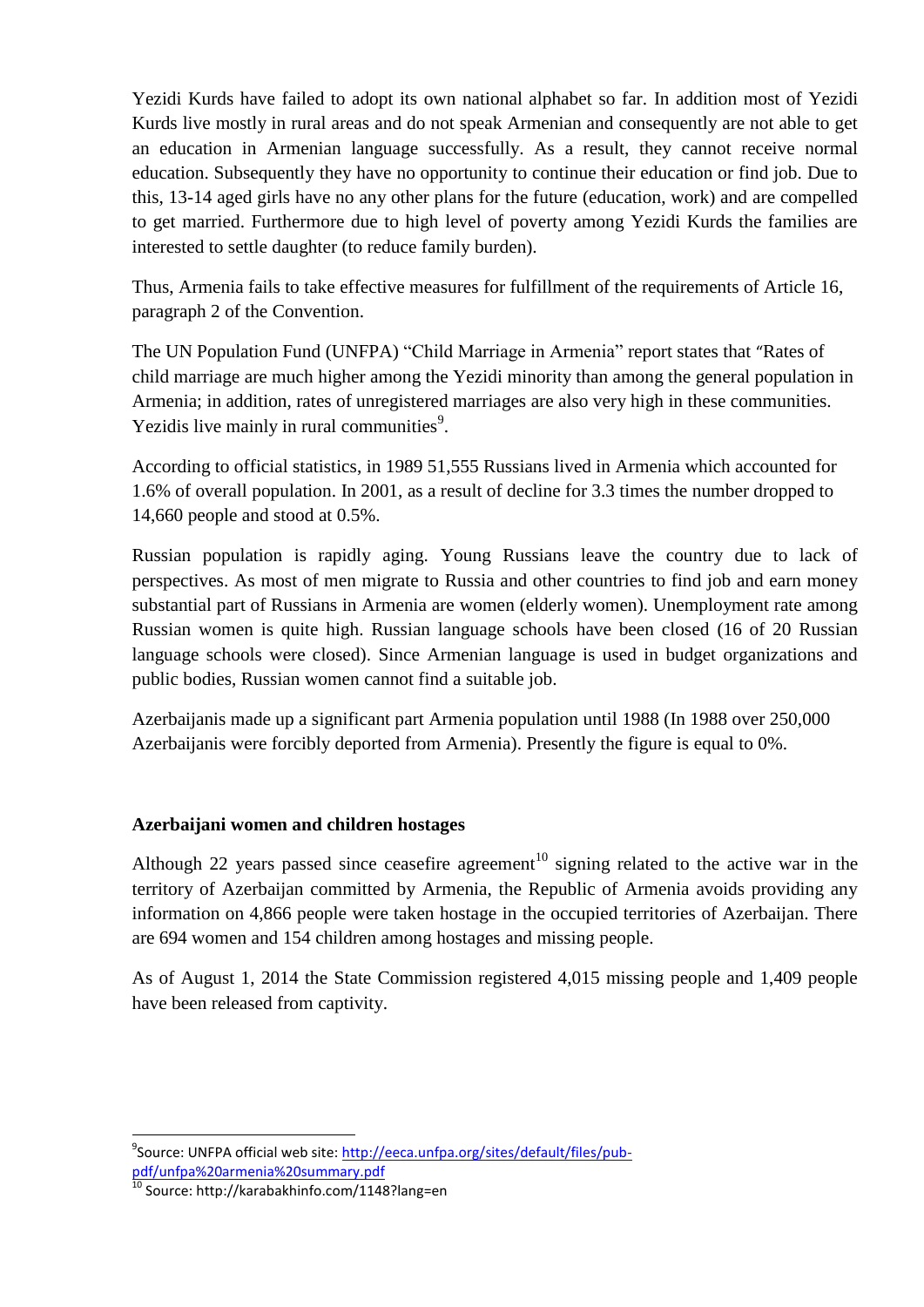Yezidi Kurds have failed to adopt its own national alphabet so far. In addition most of Yezidi Kurds live mostly in rural areas and do not speak Armenian and consequently are not able to get an education in Armenian language successfully. As a result, they cannot receive normal education. Subsequently they have no opportunity to continue their education or find job. Due to this, 13-14 aged girls have no any other plans for the future (education, work) and are compelled to get married. Furthermore due to high level of poverty among Yezidi Kurds the families are interested to settle daughter (to reduce family burden).

Thus, Armenia fails to take effective measures for fulfillment of the requirements of Article 16, paragraph 2 of the Convention.

The UN Population Fund (UNFPA) "Child Marriage in Armenia" report states that "Rates of child marriage are much higher among the Yezidi minority than among the general population in Armenia; in addition, rates of unregistered marriages are also very high in these communities. Yezidis live mainly in rural communities[9].

According to official statistics, in 1989 51,555 Russians lived in Armenia which accounted for 1.6% of overall population. In 2001, as a result of decline for 3.3 times the number dropped to 14,660 people and stood at 0.5%.

Russian population is rapidly aging. Young Russians leave the country due to lack of perspectives. As most of men migrate to Russia and other countries to find job and earn money substantial part of Russians in Armenia are women (elderly women). Unemployment rate among Russian women is quite high. Russian language schools have been closed (16 of 20 Russian language schools were closed). Since Armenian language is used in budget organizations and public bodies, Russian women cannot find a suitable job.

Azerbaijanis made up a significant part Armenia population until 1988 (In 1988 over 250,000 Azerbaijanis were forcibly deported from Armenia). Presently the figure is equal to 0%.

**Azerbaijani women and children hostages**

Although 22 years passed since ceasefire agreement[10] signing related to the active war in the territory of Azerbaijan committed by Armenia, the Republic of Armenia avoids providing any information on 4,866 people were taken hostage in the occupied territories of Azerbaijan. There are 694 women and 154 children among hostages and missing people.

As of August 1, 2014 the State Commission registered 4,015 missing people and 1,409 people have been released from captivity.

---

[9]Source: UNFPA official web site: http://eeca.unfpa.org/sites/default/files/pub-pdf/unfpa%20armenia%20summary.pdf

[10] Source: http://karabakhinfo.com/1148?lang=en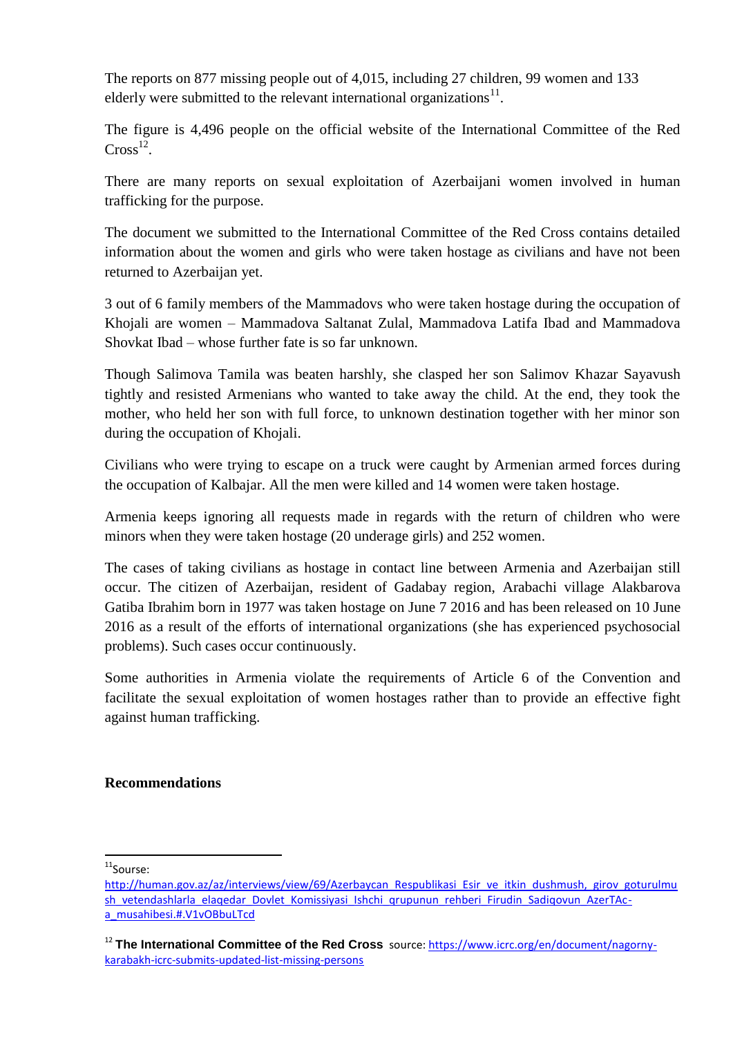The reports on 877 missing people out of 4,015, including 27 children, 99 women and 133 elderly were submitted to the relevant international organizations[11].

The figure is 4,496 people on the official website of the International Committee of the Red Cross[12].

There are many reports on sexual exploitation of Azerbaijani women involved in human trafficking for the purpose.

The document we submitted to the International Committee of the Red Cross contains detailed information about the women and girls who were taken hostage as civilians and have not been returned to Azerbaijan yet.

3 out of 6 family members of the Mammadovs who were taken hostage during the occupation of Khojali are women – Mammadova Saltanat Zulal, Mammadova Latifa Ibad and Mammadova Shovkat Ibad – whose further fate is so far unknown.

Though Salimova Tamila was beaten harshly, she clasped her son Salimov Khazar Sayavush tightly and resisted Armenians who wanted to take away the child. At the end, they took the mother, who held her son with full force, to unknown destination together with her minor son during the occupation of Khojali.

Civilians who were trying to escape on a truck were caught by Armenian armed forces during the occupation of Kalbajar. All the men were killed and 14 women were taken hostage.

Armenia keeps ignoring all requests made in regards with the return of children who were minors when they were taken hostage (20 underage girls) and 252 women.

The cases of taking civilians as hostage in contact line between Armenia and Azerbaijan still occur. The citizen of Azerbaijan, resident of Gadabay region, Arabachi village Alakbarova Gatiba Ibrahim born in 1977 was taken hostage on June 7 2016 and has been released on 10 June 2016 as a result of the efforts of international organizations (she has experienced psychosocial problems). Such cases occur continuously.

Some authorities in Armenia violate the requirements of Article 6 of the Convention and facilitate the sexual exploitation of women hostages rather than to provide an effective fight against human trafficking.

**Recommendations**

---

[11] Sourse: http://human.gov.az/az/interviews/view/69/Azerbaycan_Respublikasi_Esir_ve_itkin_dushmush,_girov_goturulmush_vetendashlarla_elaqedar_Dovlet_Komissiyasi_Ishchi_qrupunun_rehberi_Firudin_Sadiqovun_AzerTAc-a_musahibesi.#.V1vOBbuLTcd

[12] **The International Committee of the Red Cross** source: https://www.icrc.org/en/document/nagorny-karabakh-icrc-submits-updated-list-missing-persons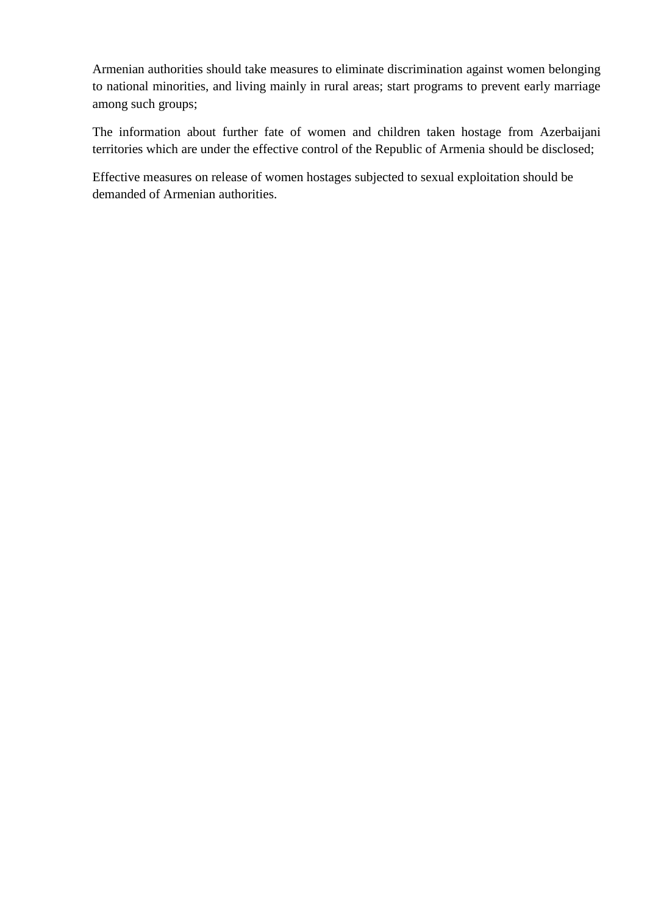Armenian authorities should take measures to eliminate discrimination against women belonging to national minorities, and living mainly in rural areas; start programs to prevent early marriage among such groups;

The information about further fate of women and children taken hostage from Azerbaijani territories which are under the effective control of the Republic of Armenia should be disclosed;

Effective measures on release of women hostages subjected to sexual exploitation should be demanded of Armenian authorities.